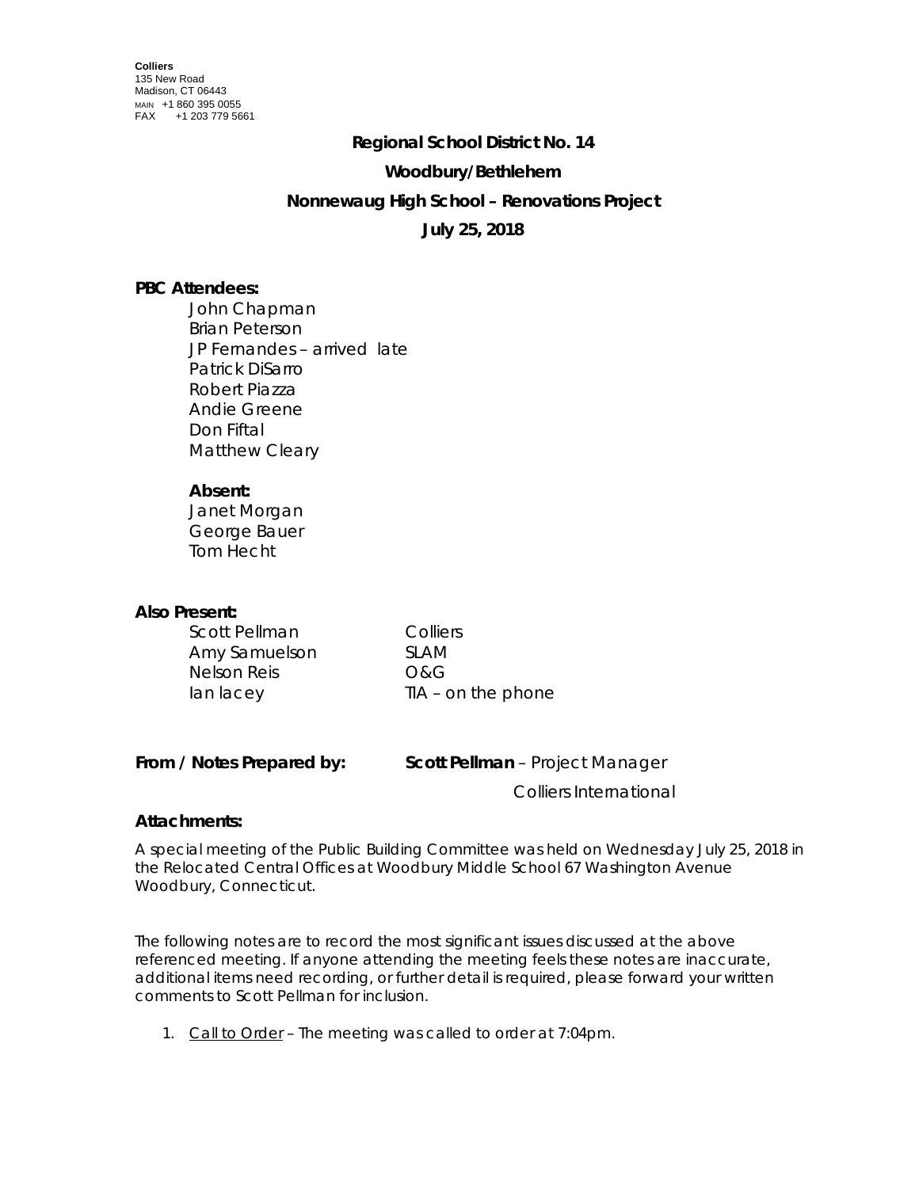**Colliers**
135 New Road
Madison, CT 06443
MAIN +1 860 395 0055
FAX +1 203 779 5661

**Regional School District No. 14**

**Woodbury/Bethlehem**

**Nonnewaug High School – Renovations Project**

**July 25, 2018**

**PBC Attendees:**

John Chapman
Brian Peterson
JP Fernandes – arrived late
Patrick DiSarro
Robert Piazza
Andie Greene
Don Fiftal
Matthew Cleary

**Absent:**

Janet Morgan
George Bauer
Tom Hecht

**Also Present:**

| | |
|---|---|
| Scott Pellman | Colliers |
| Amy Samuelson | SLAM |
| Nelson Reis | O&G |
| Ian lacey | TIA – on the phone |

**From / Notes Prepared by:** **Scott Pellman** – Project Manager
Colliers International

**Attachments:**

A special meeting of the Public Building Committee was held on Wednesday July 25, 2018 in the Relocated Central Offices at Woodbury Middle School 67 Washington Avenue Woodbury, Connecticut.

The following notes are to record the most significant issues discussed at the above referenced meeting. If anyone attending the meeting feels these notes are inaccurate, additional items need recording, or further detail is required, please forward your written comments to Scott Pellman for inclusion.

1. Call to Order – The meeting was called to order at 7:04pm.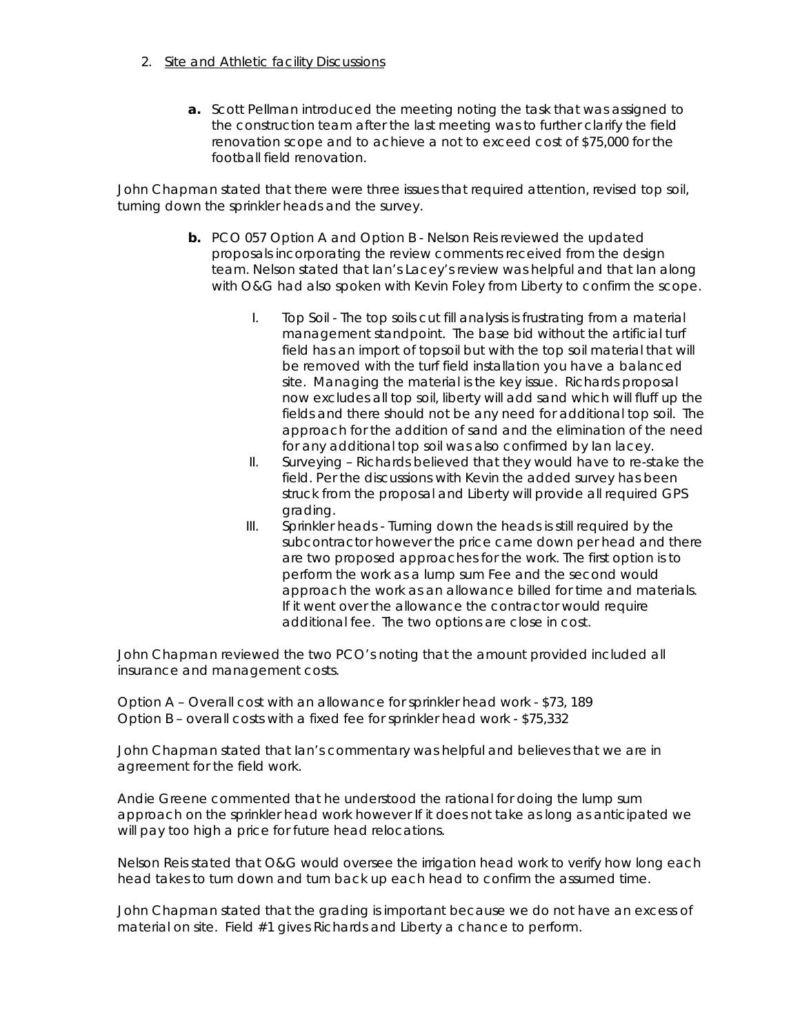2. Site and Athletic facility Discussions

   **a.** Scott Pellman introduced the meeting noting the task that was assigned to the construction team after the last meeting was to further clarify the field renovation scope and to achieve a not to exceed cost of $75,000 for the football field renovation.

John Chapman stated that there were three issues that required attention, revised top soil, turning down the sprinkler heads and the survey.

   **b.** PCO 057 Option A and Option B - Nelson Reis reviewed the updated proposals incorporating the review comments received from the design team. Nelson stated that Ian's Lacey's review was helpful and that Ian along with O&G had also spoken with Kevin Foley from Liberty to confirm the scope.

      I. Top Soil - The top soils cut fill analysis is frustrating from a material management standpoint. The base bid without the artificial turf field has an import of topsoil but with the top soil material that will be removed with the turf field installation you have a balanced site. Managing the material is the key issue. Richards proposal now excludes all top soil, liberty will add sand which will fluff up the fields and there should not be any need for additional top soil. The approach for the addition of sand and the elimination of the need for any additional top soil was also confirmed by Ian lacey.

      II. Surveying – Richards believed that they would have to re-stake the field. Per the discussions with Kevin the added survey has been struck from the proposal and Liberty will provide all required GPS grading.

      III. Sprinkler heads - Turning down the heads is still required by the subcontractor however the price came down per head and there are two proposed approaches for the work. The first option is to perform the work as a lump sum Fee and the second would approach the work as an allowance billed for time and materials. If it went over the allowance the contractor would require additional fee. The two options are close in cost.

John Chapman reviewed the two PCO's noting that the amount provided included all insurance and management costs.

Option A – Overall cost with an allowance for sprinkler head work - $73, 189
Option B – overall costs with a fixed fee for sprinkler head work - $75,332

John Chapman stated that Ian's commentary was helpful and believes that we are in agreement for the field work.

Andie Greene commented that he understood the rational for doing the lump sum approach on the sprinkler head work however If it does not take as long as anticipated we will pay too high a price for future head relocations.

Nelson Reis stated that O&G would oversee the irrigation head work to verify how long each head takes to turn down and turn back up each head to confirm the assumed time.

John Chapman stated that the grading is important because we do not have an excess of material on site. Field #1 gives Richards and Liberty a chance to perform.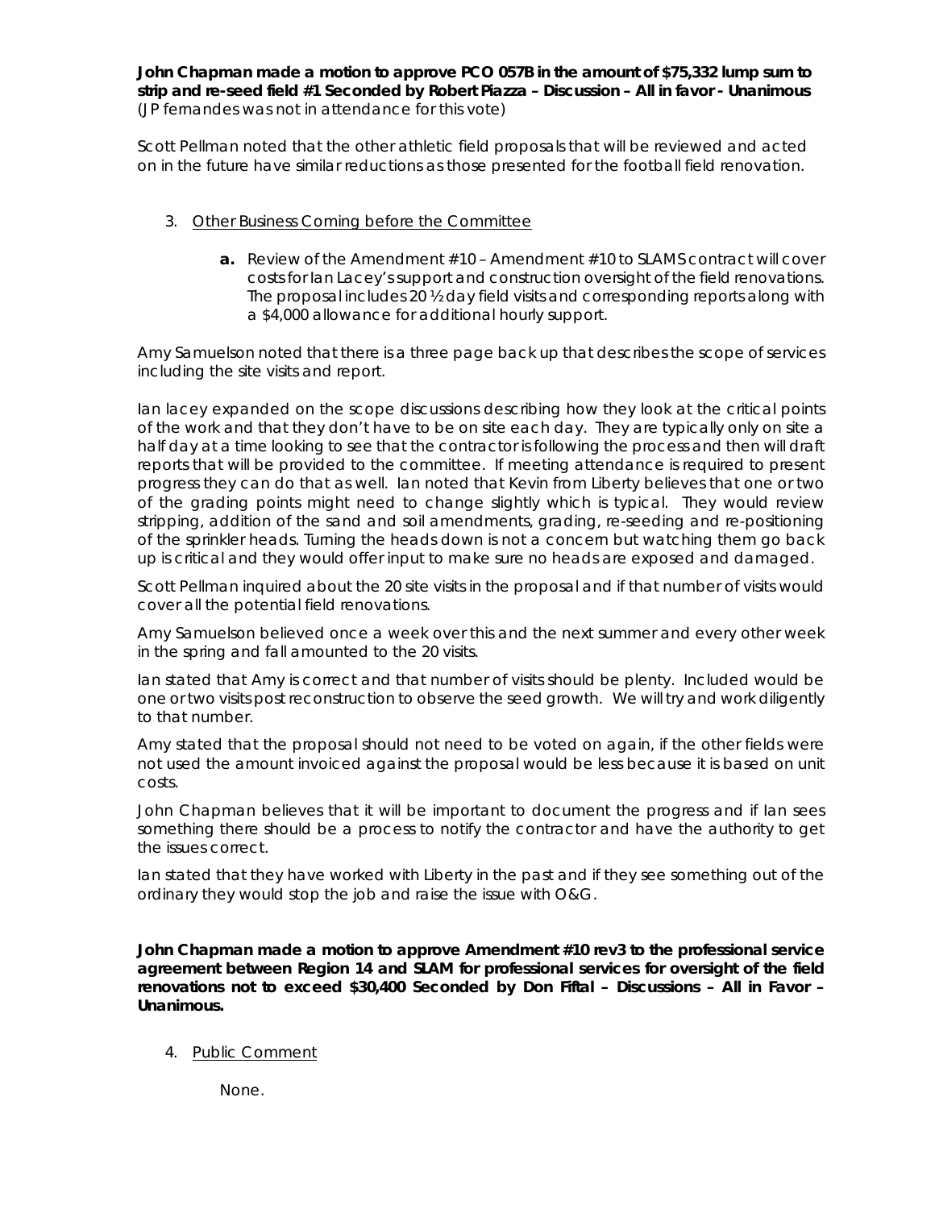**John Chapman made a motion to approve PCO 057B in the amount of $75,332 lump sum to strip and re-seed field #1 Seconded by Robert Piazza – Discussion – All in favor - Unanimous** *(JP fernandes was not in attendance for this vote)*

Scott Pellman noted that the other athletic field proposals that will be reviewed and acted on in the future have similar reductions as those presented for the football field renovation.

3. Other Business Coming before the Committee

   a. Review of the Amendment #10 – Amendment #10 to SLAMS contract will cover costs for Ian Lacey's support and construction oversight of the field renovations. The proposal includes 20 ½ day field visits and corresponding reports along with a $4,000 allowance for additional hourly support.

Amy Samuelson noted that there is a three page back up that describes the scope of services including the site visits and report.

Ian lacey expanded on the scope discussions describing how they look at the critical points of the work and that they don't have to be on site each day. They are typically only on site a half day at a time looking to see that the contractor is following the process and then will draft reports that will be provided to the committee. If meeting attendance is required to present progress they can do that as well. Ian noted that Kevin from Liberty believes that one or two of the grading points might need to change slightly which is typical. They would review stripping, addition of the sand and soil amendments, grading, re-seeding and re-positioning of the sprinkler heads. Turning the heads down is not a concern but watching them go back up is critical and they would offer input to make sure no heads are exposed and damaged.

Scott Pellman inquired about the 20 site visits in the proposal and if that number of visits would cover all the potential field renovations.

Amy Samuelson believed once a week over this and the next summer and every other week in the spring and fall amounted to the 20 visits.

Ian stated that Amy is correct and that number of visits should be plenty. Included would be one or two visits post reconstruction to observe the seed growth. We will try and work diligently to that number.

Amy stated that the proposal should not need to be voted on again, if the other fields were not used the amount invoiced against the proposal would be less because it is based on unit costs.

John Chapman believes that it will be important to document the progress and if Ian sees something there should be a process to notify the contractor and have the authority to get the issues correct.

Ian stated that they have worked with Liberty in the past and if they see something out of the ordinary they would stop the job and raise the issue with O&G.

**John Chapman made a motion to approve Amendment #10 rev3 to the professional service agreement between Region 14 and SLAM for professional services for oversight of the field renovations not to exceed $30,400 Seconded by Don Fiftal – Discussions – All in Favor – Unanimous.**

4. Public Comment

   None.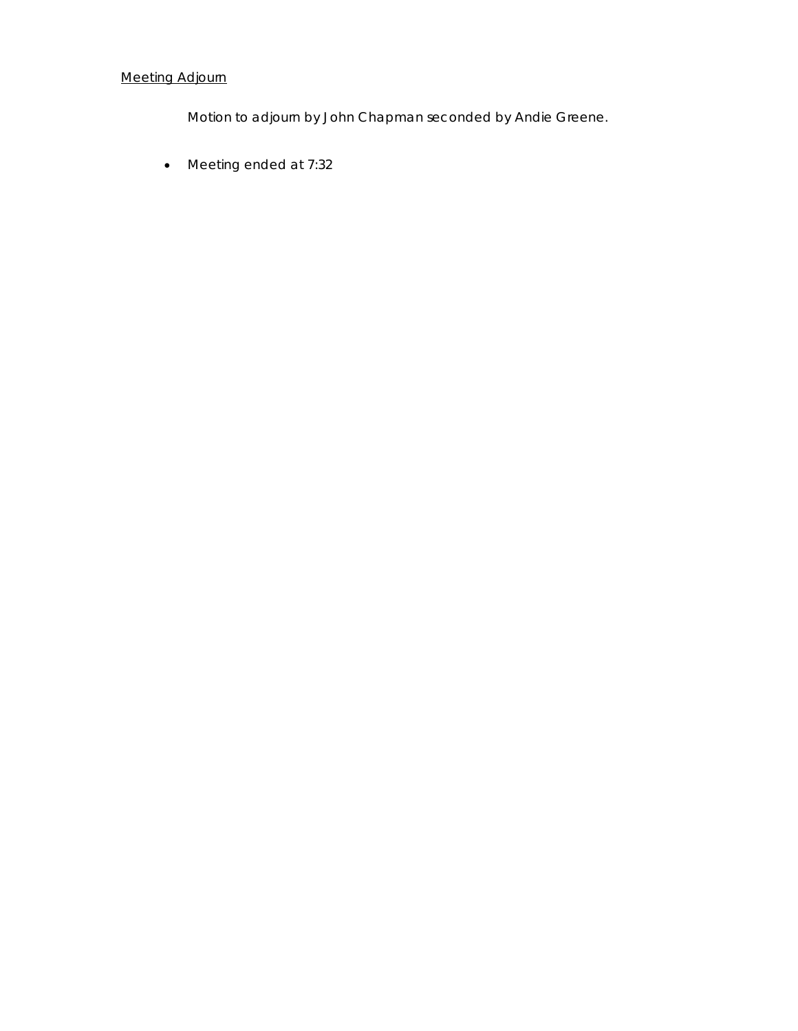<u>Meeting Adjourn</u>

Motion to adjourn by John Chapman seconded by Andie Greene.

- Meeting ended at 7:32